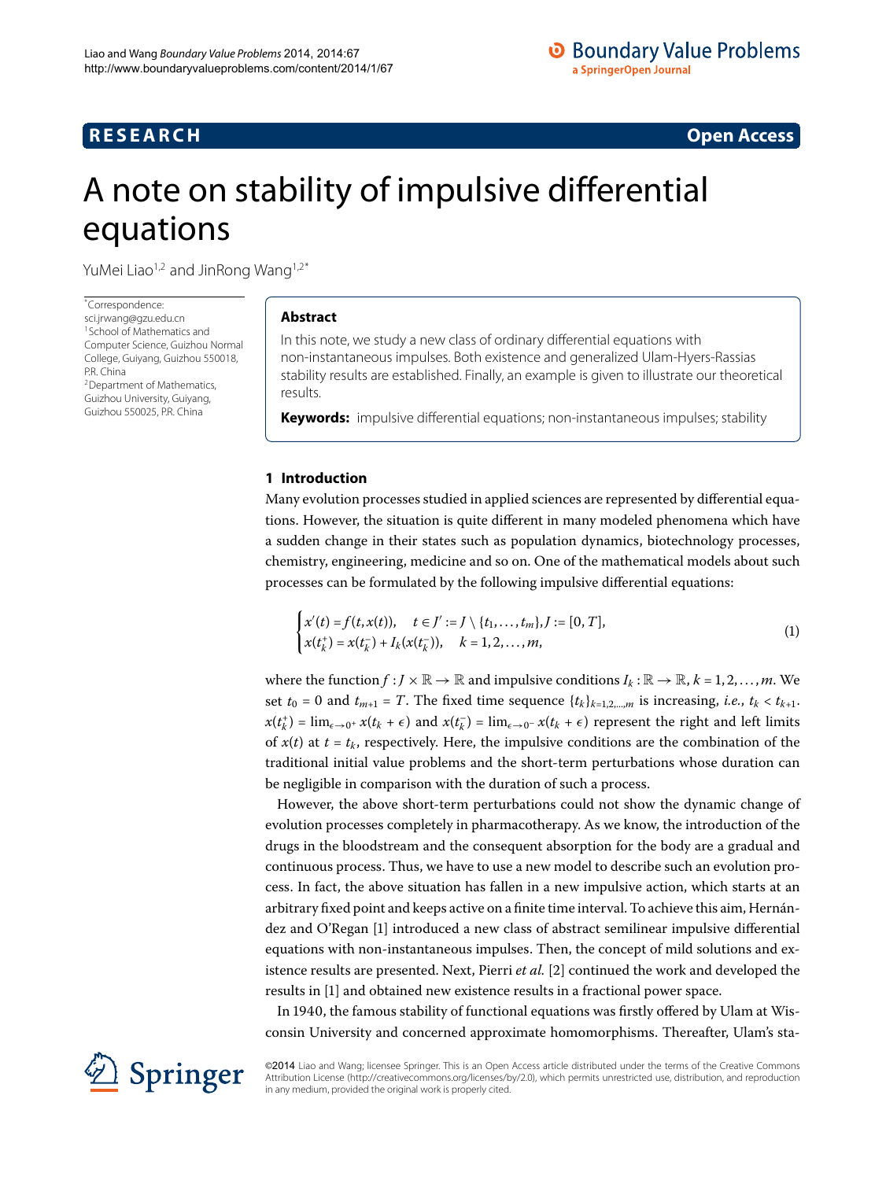**RESEARCH** **Open Access**

# A note on stability of impulsive differential equations

YuMei Liao[1,2] and JinRong Wang[1,2*]

*Correspondence: sci.jrwang@gzu.edu.cn
[1] School of Mathematics and Computer Science, Guizhou Normal College, Guiyang, Guizhou 550018, P.R. China
[2] Department of Mathematics, Guizhou University, Guiyang, Guizhou 550025, P.R. China

## Abstract

In this note, we study a new class of ordinary differential equations with non-instantaneous impulses. Both existence and generalized Ulam-Hyers-Rassias stability results are established. Finally, an example is given to illustrate our theoretical results.

**Keywords:** impulsive differential equations; non-instantaneous impulses; stability

## 1 Introduction

Many evolution processes studied in applied sciences are represented by differential equations. However, the situation is quite different in many modeled phenomena which have a sudden change in their states such as population dynamics, biotechnology processes, chemistry, engineering, medicine and so on. One of the mathematical models about such processes can be formulated by the following impulsive differential equations:

$$\begin{cases} x'(t) = f(t, x(t)), & t \in J' := J \setminus \{t_1, \ldots, t_m\}, J := [0, T], \\ x(t_k^+) = x(t_k^-) + I_k(x(t_k^-)), & k = 1, 2, \ldots, m, \end{cases} \tag{1}$$

where the function $f : J \times \mathbb{R} \to \mathbb{R}$ and impulsive conditions $I_k : \mathbb{R} \to \mathbb{R}$, $k = 1, 2, \ldots, m$. We set $t_0 = 0$ and $t_{m+1} = T$. The fixed time sequence $\{t_k\}_{k=1,2,\ldots,m}$ is increasing, *i.e.*, $t_k < t_{k+1}$. $x(t_k^+) = \lim_{\epsilon \to 0^+} x(t_k + \epsilon)$ and $x(t_k^-) = \lim_{\epsilon \to 0^-} x(t_k + \epsilon)$ represent the right and left limits of $x(t)$ at $t = t_k$, respectively. Here, the impulsive conditions are the combination of the traditional initial value problems and the short-term perturbations whose duration can be negligible in comparison with the duration of such a process.

However, the above short-term perturbations could not show the dynamic change of evolution processes completely in pharmacotherapy. As we know, the introduction of the drugs in the bloodstream and the consequent absorption for the body are a gradual and continuous process. Thus, we have to use a new model to describe such an evolution process. In fact, the above situation has fallen in a new impulsive action, which starts at an arbitrary fixed point and keeps active on a finite time interval. To achieve this aim, Hernández and O'Regan [1] introduced a new class of abstract semilinear impulsive differential equations with non-instantaneous impulses. Then, the concept of mild solutions and existence results are presented. Next, Pierri *et al.* [2] continued the work and developed the results in [1] and obtained new existence results in a fractional power space.

In 1940, the famous stability of functional equations was firstly offered by Ulam at Wisconsin University and concerned approximate homomorphisms. Thereafter, Ulam's sta-

©2014 Liao and Wang; licensee Springer. This is an Open Access article distributed under the terms of the Creative Commons Attribution License (http://creativecommons.org/licenses/by/2.0), which permits unrestricted use, distribution, and reproduction in any medium, provided the original work is properly cited.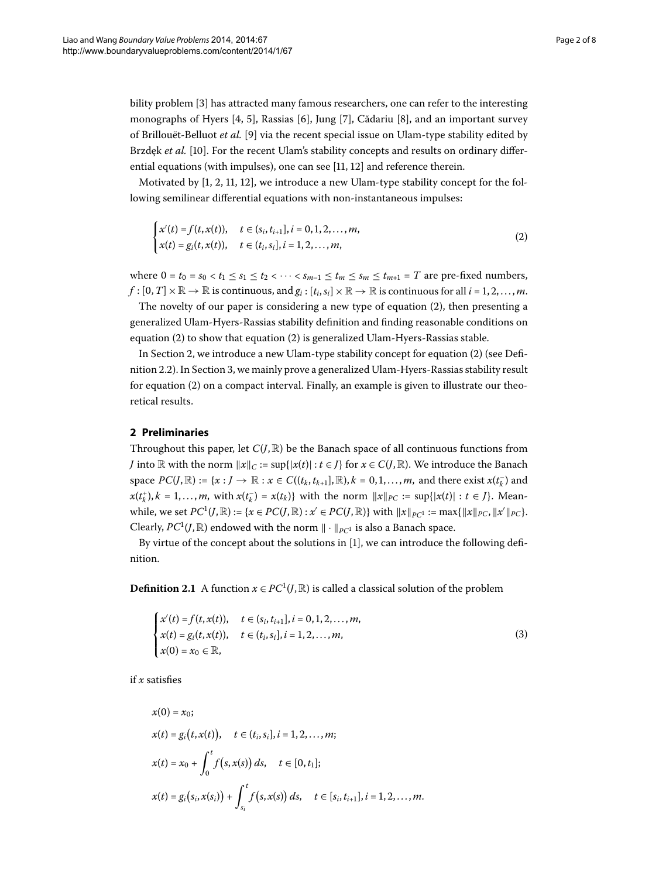bility problem [3] has attracted many famous researchers, one can refer to the interesting monographs of Hyers [4, 5], Rassias [6], Jung [7], Cădariu [8], and an important survey of Brillouët-Belluot *et al.* [9] via the recent special issue on Ulam-type stability edited by Brzdęk *et al.* [10]. For the recent Ulam's stability concepts and results on ordinary differential equations (with impulses), one can see [11, 12] and reference therein.

Motivated by [1, 2, 11, 12], we introduce a new Ulam-type stability concept for the following semilinear differential equations with non-instantaneous impulses:

$$\begin{cases} x'(t) = f(t, x(t)), & t \in (s_i, t_{i+1}], i = 0, 1, 2, \dots, m, \\ x(t) = g_i(t, x(t)), & t \in (t_i, s_i], i = 1, 2, \dots, m, \end{cases} \tag{2}$$

where $0 = t_0 = s_0 < t_1 \le s_1 \le t_2 < \cdots < s_{m-1} \le t_m \le s_m \le t_{m+1} = T$ are pre-fixed numbers, $f : [0, T] \times \mathbb{R} \to \mathbb{R}$ is continuous, and $g_i : [t_i, s_i] \times \mathbb{R} \to \mathbb{R}$ is continuous for all $i = 1, 2, \dots, m$.

The novelty of our paper is considering a new type of equation (2), then presenting a generalized Ulam-Hyers-Rassias stability definition and finding reasonable conditions on equation (2) to show that equation (2) is generalized Ulam-Hyers-Rassias stable.

In Section 2, we introduce a new Ulam-type stability concept for equation (2) (see Definition 2.2). In Section 3, we mainly prove a generalized Ulam-Hyers-Rassias stability result for equation (2) on a compact interval. Finally, an example is given to illustrate our theoretical results.

## 2 Preliminaries

Throughout this paper, let $C(J, \mathbb{R})$ be the Banach space of all continuous functions from $J$ into $\mathbb{R}$ with the norm $\|x\|_C := \sup\{|x(t)| : t \in J\}$ for $x \in C(J, \mathbb{R})$. We introduce the Banach space $PC(J, \mathbb{R}) := \{x : J \to \mathbb{R} : x \in C((t_k, t_{k+1}], \mathbb{R}), k = 0, 1, \dots, m$, and there exist $x(t_k^-)$ and $x(t_k^+), k = 1, \dots, m$, with $x(t_k^-) = x(t_k)\}$ with the norm $\|x\|_{PC} := \sup\{|x(t)| : t \in J\}$. Meanwhile, we set $PC^1(J, \mathbb{R}) := \{x \in PC(J, \mathbb{R}) : x' \in PC(J, \mathbb{R})\}$ with $\|x\|_{PC^1} := \max\{\|x\|_{PC}, \|x'\|_{PC}\}$. Clearly, $PC^1(J, \mathbb{R})$ endowed with the norm $\|\cdot\|_{PC^1}$ is also a Banach space.

By virtue of the concept about the solutions in [1], we can introduce the following definition.

**Definition 2.1** A function $x \in PC^1(J, \mathbb{R})$ is called a classical solution of the problem

$$\begin{cases} x'(t) = f(t, x(t)), & t \in (s_i, t_{i+1}], i = 0, 1, 2, \dots, m, \\ x(t) = g_i(t, x(t)), & t \in (t_i, s_i], i = 1, 2, \dots, m, \\ x(0) = x_0 \in \mathbb{R}, \end{cases} \tag{3}$$

if $x$ satisfies

$$x(0) = x_0;$$

$$x(t) = g_i(t, x(t)), \quad t \in (t_i, s_i], i = 1, 2, \dots, m;$$

$$x(t) = x_0 + \int_0^t f(s, x(s))\, ds, \quad t \in [0, t_1];$$

$$x(t) = g_i(s_i, x(s_i)) + \int_{s_i}^t f(s, x(s))\, ds, \quad t \in [s_i, t_{i+1}], i = 1, 2, \dots, m.$$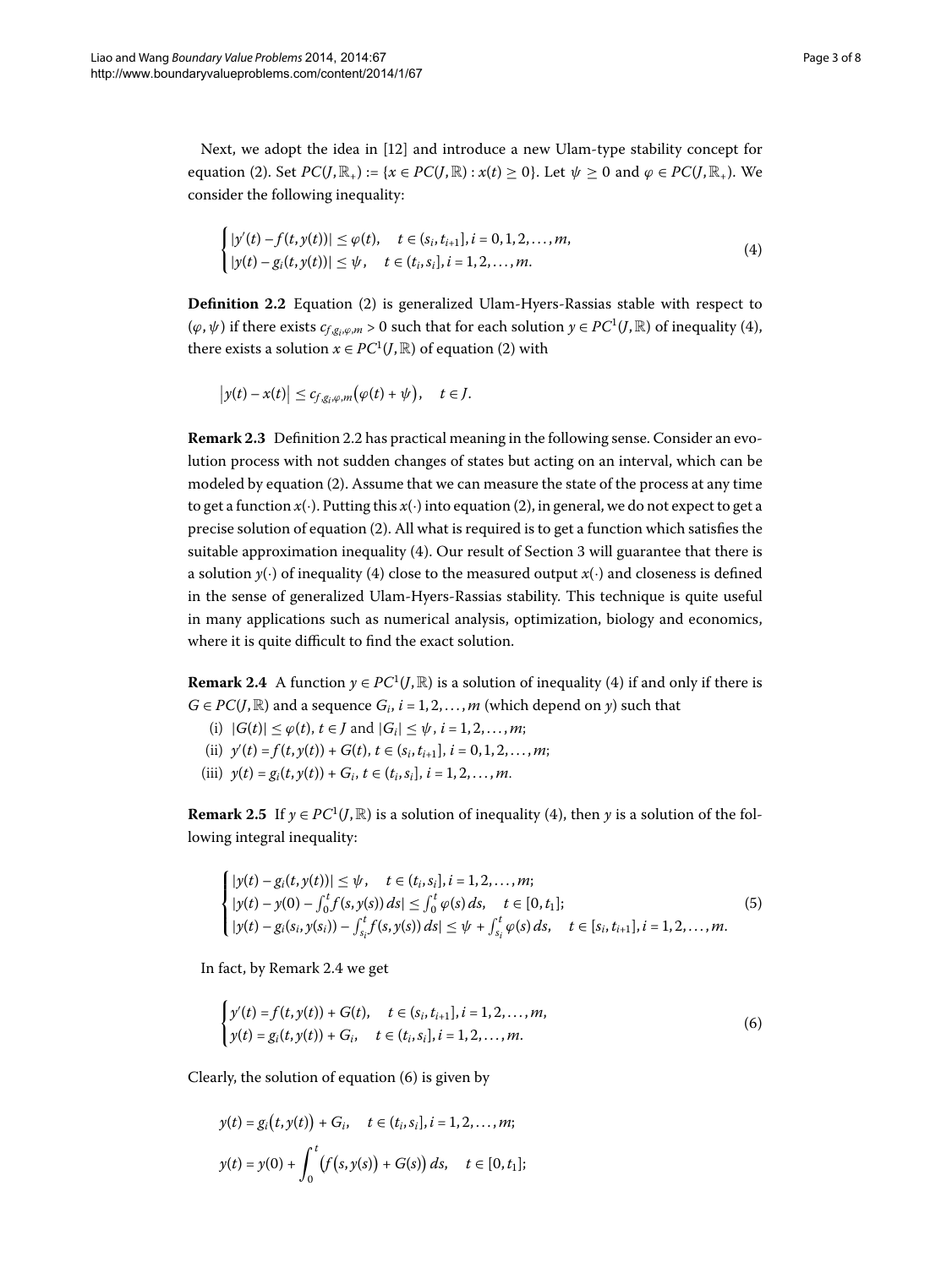Next, we adopt the idea in [12] and introduce a new Ulam-type stability concept for equation (2). Set $PC(J,\mathbb{R}_+) := \{x \in PC(J,\mathbb{R}) : x(t) \geq 0\}$. Let $\psi \geq 0$ and $\varphi \in PC(J,\mathbb{R}_+)$. We consider the following inequality:

$$\begin{cases} |y'(t) - f(t,y(t))| \leq \varphi(t), & t \in (s_i, t_{i+1}], i = 0,1,2,\dots,m, \\ |y(t) - g_i(t,y(t))| \leq \psi, & t \in (t_i, s_i], i = 1,2,\dots,m. \end{cases} \tag{4}$$

**Definition 2.2** Equation (2) is generalized Ulam-Hyers-Rassias stable with respect to $(\varphi,\psi)$ if there exists $c_{f,g_i,\varphi,m} > 0$ such that for each solution $y \in PC^1(J,\mathbb{R})$ of inequality (4), there exists a solution $x \in PC^1(J,\mathbb{R})$ of equation (2) with

$$\left|y(t) - x(t)\right| \leq c_{f,g_i,\varphi,m}\big(\varphi(t) + \psi\big), \quad t \in J.$$

**Remark 2.3** Definition 2.2 has practical meaning in the following sense. Consider an evolution process with not sudden changes of states but acting on an interval, which can be modeled by equation (2). Assume that we can measure the state of the process at any time to get a function $x(\cdot)$. Putting this $x(\cdot)$ into equation (2), in general, we do not expect to get a precise solution of equation (2). All what is required is to get a function which satisfies the suitable approximation inequality (4). Our result of Section 3 will guarantee that there is a solution $y(\cdot)$ of inequality (4) close to the measured output $x(\cdot)$ and closeness is defined in the sense of generalized Ulam-Hyers-Rassias stability. This technique is quite useful in many applications such as numerical analysis, optimization, biology and economics, where it is quite difficult to find the exact solution.

**Remark 2.4** A function $y \in PC^1(J,\mathbb{R})$ is a solution of inequality (4) if and only if there is $G \in PC(J,\mathbb{R})$ and a sequence $G_i$, $i = 1,2,\dots,m$ (which depend on $y$) such that

(i) $|G(t)| \leq \varphi(t)$, $t \in J$ and $|G_i| \leq \psi$, $i = 1,2,\dots,m$;

(ii) $y'(t) = f(t,y(t)) + G(t)$, $t \in (s_i, t_{i+1}]$, $i = 0,1,2,\dots,m$;

(iii) $y(t) = g_i(t,y(t)) + G_i$, $t \in (t_i, s_i]$, $i = 1,2,\dots,m$.

**Remark 2.5** If $y \in PC^1(J,\mathbb{R})$ is a solution of inequality (4), then $y$ is a solution of the following integral inequality:

$$\begin{cases} |y(t) - g_i(t,y(t))| \leq \psi, & t \in (t_i, s_i], i = 1,2,\dots,m; \\ |y(t) - y(0) - \int_0^t f(s,y(s))\,ds| \leq \int_0^t \varphi(s)\,ds, & t \in [0,t_1]; \\ |y(t) - g_i(s_i,y(s_i)) - \int_{s_i}^t f(s,y(s))\,ds| \leq \psi + \int_{s_i}^t \varphi(s)\,ds, & t \in [s_i, t_{i+1}], i = 1,2,\dots,m. \end{cases} \tag{5}$$

In fact, by Remark 2.4 we get

$$\begin{cases} y'(t) = f(t,y(t)) + G(t), & t \in (s_i, t_{i+1}], i = 1,2,\dots,m, \\ y(t) = g_i(t,y(t)) + G_i, & t \in (t_i, s_i], i = 1,2,\dots,m. \end{cases} \tag{6}$$

Clearly, the solution of equation (6) is given by

$$y(t) = g_i\big(t,y(t)\big) + G_i, \quad t \in (t_i, s_i], i = 1,2,\dots,m;$$

$$y(t) = y(0) + \int_0^t \big(f\big(s,y(s)\big) + G(s)\big)\,ds, \quad t \in [0,t_1];$$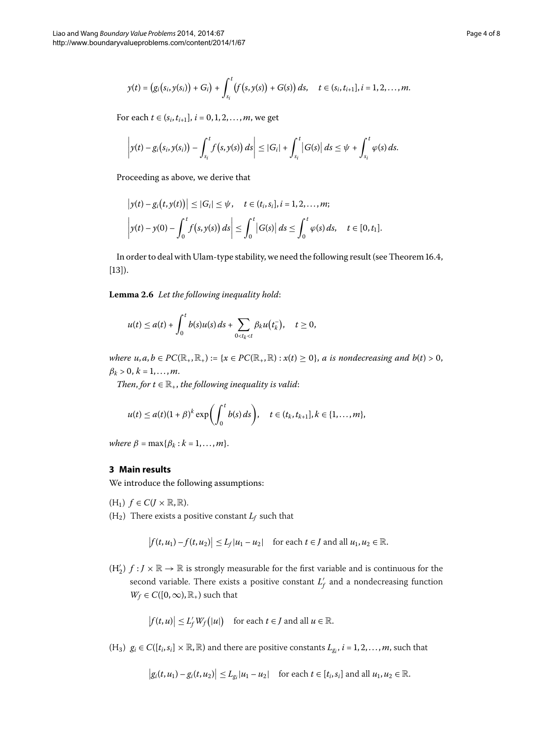$$y(t) = \left(g_i\left(s_i, y(s_i)\right) + G_i\right) + \int_{s_i}^{t} \left(f\left(s, y(s)\right) + G(s)\right) ds, \quad t \in (s_i, t_{i+1}], i = 1, 2, \ldots, m.$$

For each $t \in (s_i, t_{i+1}]$, $i = 0, 1, 2, \ldots, m$, we get

$$\left| y(t) - g_i\left(s_i, y(s_i)\right) - \int_{s_i}^{t} f\left(s, y(s)\right) ds \right| \leq |G_i| + \int_{s_i}^{t} \left|G(s)\right| ds \leq \psi + \int_{s_i}^{t} \varphi(s)\, ds.$$

Proceeding as above, we derive that

$$\left| y(t) - g_i\left(t, y(t)\right) \right| \leq |G_i| \leq \psi, \quad t \in (t_i, s_i], i = 1, 2, \ldots, m;$$

$$\left| y(t) - y(0) - \int_{0}^{t} f\left(s, y(s)\right) ds \right| \leq \int_{0}^{t} \left|G(s)\right| ds \leq \int_{0}^{t} \varphi(s)\, ds, \quad t \in [0, t_1].$$

In order to deal with Ulam-type stability, we need the following result (see Theorem 16.4, [13]).

**Lemma 2.6** *Let the following inequality hold*:

$$u(t) \leq a(t) + \int_{0}^{t} b(s) u(s)\, ds + \sum_{0 < t_k < t} \beta_k u\left(t_k^-\right), \quad t \geq 0,$$

*where* $u, a, b \in PC(\mathbb{R}_+, \mathbb{R}_+) := \{x \in PC(\mathbb{R}_+, \mathbb{R}) : x(t) \geq 0\}$, *a is nondecreasing and* $b(t) > 0$, $\beta_k > 0$, $k = 1, \ldots, m$.

*Then, for* $t \in \mathbb{R}_+$, *the following inequality is valid*:

$$u(t) \leq a(t)(1 + \beta)^k \exp\left(\int_{0}^{t} b(s)\, ds\right), \quad t \in (t_k, t_{k+1}], k \in \{1, \ldots, m\},$$

*where* $\beta = \max\{\beta_k : k = 1, \ldots, m\}$.

## 3 Main results

We introduce the following assumptions:

($H_1$) $f \in C(J \times \mathbb{R}, \mathbb{R})$.

($H_2$) There exists a positive constant $L_f$ such that

$$\left|f(t, u_1) - f(t, u_2)\right| \leq L_f |u_1 - u_2| \quad \text{for each } t \in J \text{ and all } u_1, u_2 \in \mathbb{R}.$$

($H_2'$) $f : J \times \mathbb{R} \to \mathbb{R}$ is strongly measurable for the first variable and is continuous for the second variable. There exists a positive constant $L_f'$ and a nondecreasing function $W_f \in C([0, \infty), \mathbb{R}_+)$ such that

$$\left|f(t, u)\right| \leq L_f' W_f\left(|u|\right) \quad \text{for each } t \in J \text{ and all } u \in \mathbb{R}.$$

($H_3$) $g_i \in C([t_i, s_i] \times \mathbb{R}, \mathbb{R})$ and there are positive constants $L_{g_i}$, $i = 1, 2, \ldots, m$, such that

$$\left|g_i(t, u_1) - g_i(t, u_2)\right| \leq L_{g_i} |u_1 - u_2| \quad \text{for each } t \in [t_i, s_i] \text{ and all } u_1, u_2 \in \mathbb{R}.$$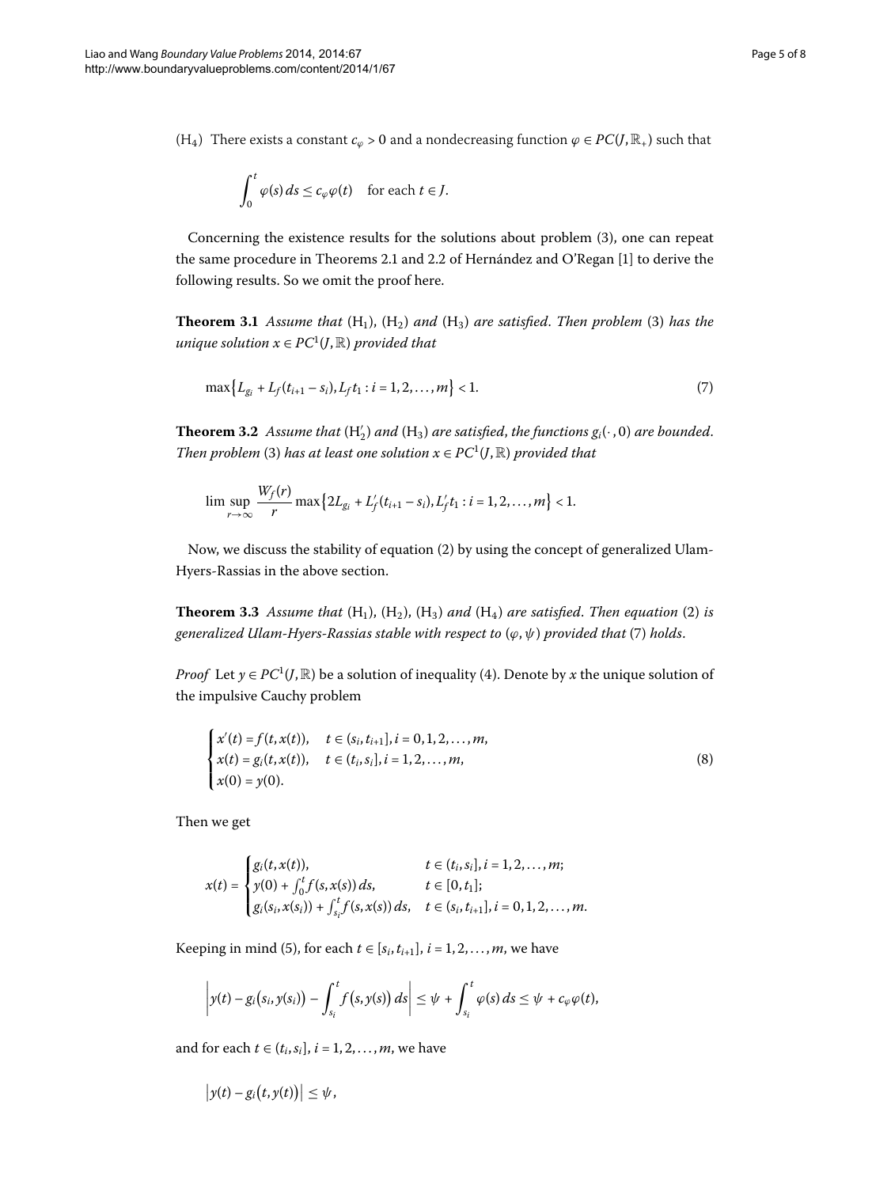($H_4$) There exists a constant $c_\varphi > 0$ and a nondecreasing function $\varphi \in PC(J, \mathbb{R}_+)$ such that

$$\int_0^t \varphi(s)\,ds \le c_\varphi \varphi(t) \quad \text{for each } t \in J.$$

Concerning the existence results for the solutions about problem (3), one can repeat the same procedure in Theorems 2.1 and 2.2 of Hernández and O'Regan [1] to derive the following results. So we omit the proof here.

**Theorem 3.1** *Assume that* ($H_1$), ($H_2$) *and* ($H_3$) *are satisfied. Then problem* (3) *has the unique solution* $x \in PC^1(J, \mathbb{R})$ *provided that*

$$\max\{L_{g_i} + L_f(t_{i+1} - s_i), L_f t_1 : i = 1, 2, \ldots, m\} < 1. \tag{7}$$

**Theorem 3.2** *Assume that* ($H_2'$) *and* ($H_3$) *are satisfied, the functions* $g_i(\cdot, 0)$ *are bounded. Then problem* (3) *has at least one solution* $x \in PC^1(J, \mathbb{R})$ *provided that*

$$\limsup_{r\to\infty} \frac{W_f(r)}{r} \max\{2L_{g_i} + L_f'(t_{i+1} - s_i), L_f' t_1 : i = 1, 2, \ldots, m\} < 1.$$

Now, we discuss the stability of equation (2) by using the concept of generalized Ulam-Hyers-Rassias in the above section.

**Theorem 3.3** *Assume that* ($H_1$), ($H_2$), ($H_3$) *and* ($H_4$) *are satisfied. Then equation* (2) *is generalized Ulam-Hyers-Rassias stable with respect to* $(\varphi, \psi)$ *provided that* (7) *holds.*

*Proof* Let $y \in PC^1(J, \mathbb{R})$ be a solution of inequality (4). Denote by $x$ the unique solution of the impulsive Cauchy problem

$$\begin{cases} x'(t) = f(t, x(t)), & t \in (s_i, t_{i+1}], i = 0, 1, 2, \ldots, m, \\ x(t) = g_i(t, x(t)), & t \in (t_i, s_i], i = 1, 2, \ldots, m, \\ x(0) = y(0). \end{cases} \tag{8}$$

Then we get

$$x(t) = \begin{cases} g_i(t, x(t)), & t \in (t_i, s_i], i = 1, 2, \ldots, m; \\ y(0) + \int_0^t f(s, x(s))\,ds, & t \in [0, t_1]; \\ g_i(s_i, x(s_i)) + \int_{s_i}^t f(s, x(s))\,ds, & t \in (s_i, t_{i+1}], i = 0, 1, 2, \ldots, m. \end{cases}$$

Keeping in mind (5), for each $t \in [s_i, t_{i+1}]$, $i = 1, 2, \ldots, m$, we have

$$\left| y(t) - g_i(s_i, y(s_i)) - \int_{s_i}^t f(s, y(s))\,ds \right| \le \psi + \int_{s_i}^t \varphi(s)\,ds \le \psi + c_\varphi \varphi(t),$$

and for each $t \in (t_i, s_i]$, $i = 1, 2, \ldots, m$, we have

$$\left| y(t) - g_i(t, y(t)) \right| \le \psi,$$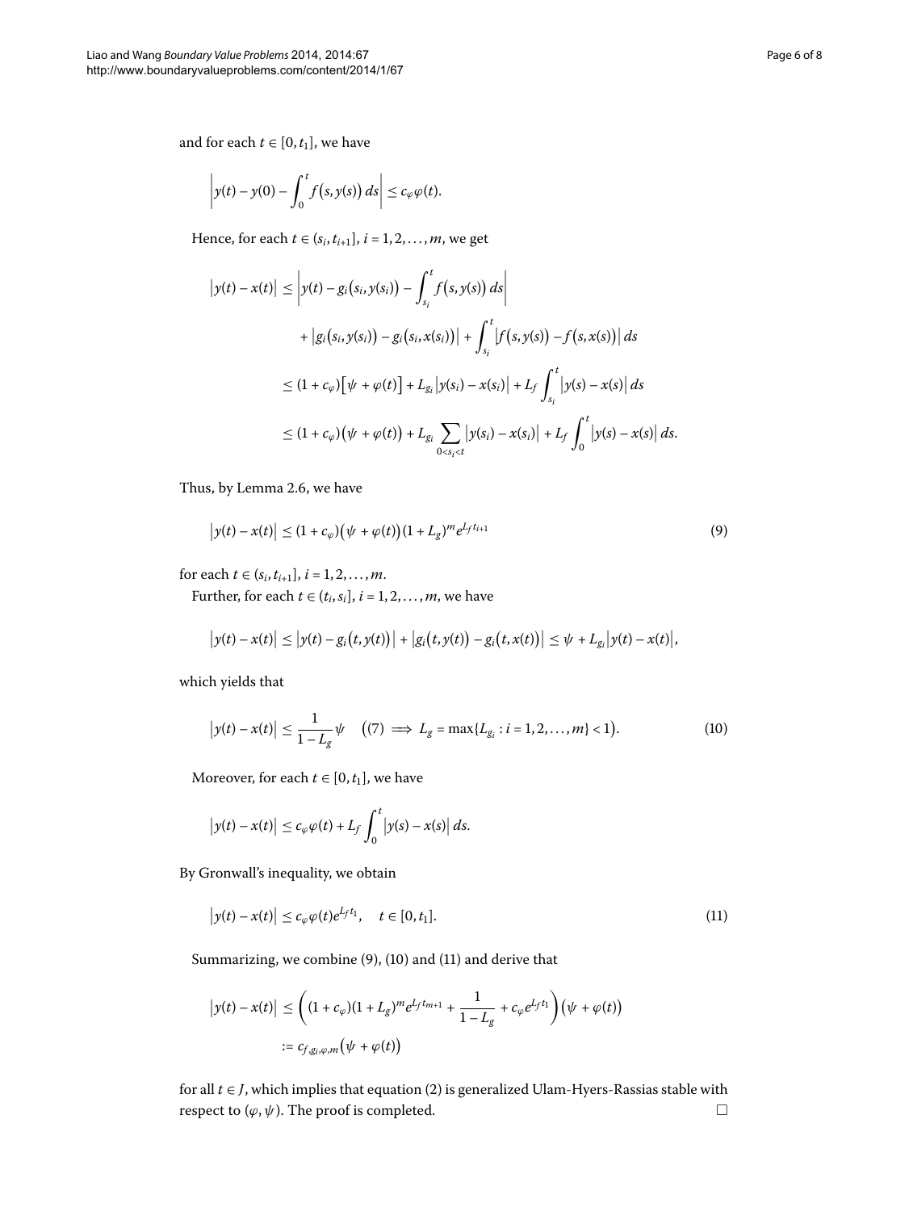and for each $t \in [0, t_1]$, we have

$$\left| y(t) - y(0) - \int_0^t f\big(s, y(s)\big)\, ds \right| \le c_\varphi \varphi(t).$$

Hence, for each $t \in (s_i, t_{i+1}]$, $i = 1, 2, \ldots, m$, we get

$$\begin{aligned}
\big|y(t) - x(t)\big| &\le \left| y(t) - g_i\big(s_i, y(s_i)\big) - \int_{s_i}^t f\big(s, y(s)\big)\, ds \right| \\
&\quad + \big|g_i\big(s_i, y(s_i)\big) - g_i\big(s_i, x(s_i)\big)\big| + \int_{s_i}^t \big|f\big(s, y(s)\big) - f\big(s, x(s)\big)\big|\, ds \\
&\le (1 + c_\varphi)\big[\psi + \varphi(t)\big] + L_{g_i}\big|y(s_i) - x(s_i)\big| + L_f \int_{s_i}^t \big|y(s) - x(s)\big|\, ds \\
&\le (1 + c_\varphi)\big(\psi + \varphi(t)\big) + L_{g_i} \sum_{0 < s_i < t} \big|y(s_i) - x(s_i)\big| + L_f \int_0^t \big|y(s) - x(s)\big|\, ds.
\end{aligned}$$

Thus, by Lemma 2.6, we have

$$\big|y(t) - x(t)\big| \le (1 + c_\varphi)\big(\psi + \varphi(t)\big)(1 + L_g)^m e^{L_f t_{i+1}} \tag{9}$$

for each $t \in (s_i, t_{i+1}]$, $i = 1, 2, \ldots, m$.

Further, for each $t \in (t_i, s_i]$, $i = 1, 2, \ldots, m$, we have

$$\big|y(t) - x(t)\big| \le \big|y(t) - g_i\big(t, y(t)\big)\big| + \big|g_i\big(t, y(t)\big) - g_i\big(t, x(t)\big)\big| \le \psi + L_{g_i}\big|y(t) - x(t)\big|,$$

which yields that

$$\big|y(t) - x(t)\big| \le \frac{1}{1 - L_g}\psi \quad \big((7) \implies L_g = \max\{L_{g_i} : i = 1, 2, \ldots, m\} < 1\big). \tag{10}$$

Moreover, for each $t \in [0, t_1]$, we have

$$\big|y(t) - x(t)\big| \le c_\varphi \varphi(t) + L_f \int_0^t \big|y(s) - x(s)\big|\, ds.$$

By Gronwall's inequality, we obtain

$$\big|y(t) - x(t)\big| \le c_\varphi \varphi(t) e^{L_f t_1}, \quad t \in [0, t_1]. \tag{11}$$

Summarizing, we combine (9), (10) and (11) and derive that

$$\begin{aligned}
\big|y(t) - x(t)\big| &\le \left( (1 + c_\varphi)(1 + L_g)^m e^{L_f t_{m+1}} + \frac{1}{1 - L_g} + c_\varphi e^{L_f t_1} \right)\big(\psi + \varphi(t)\big) \\
&:= c_{f, g_i, \varphi, m}\big(\psi + \varphi(t)\big)
\end{aligned}$$

for all $t \in J$, which implies that equation (2) is generalized Ulam-Hyers-Rassias stable with respect to $(\varphi, \psi)$. The proof is completed. □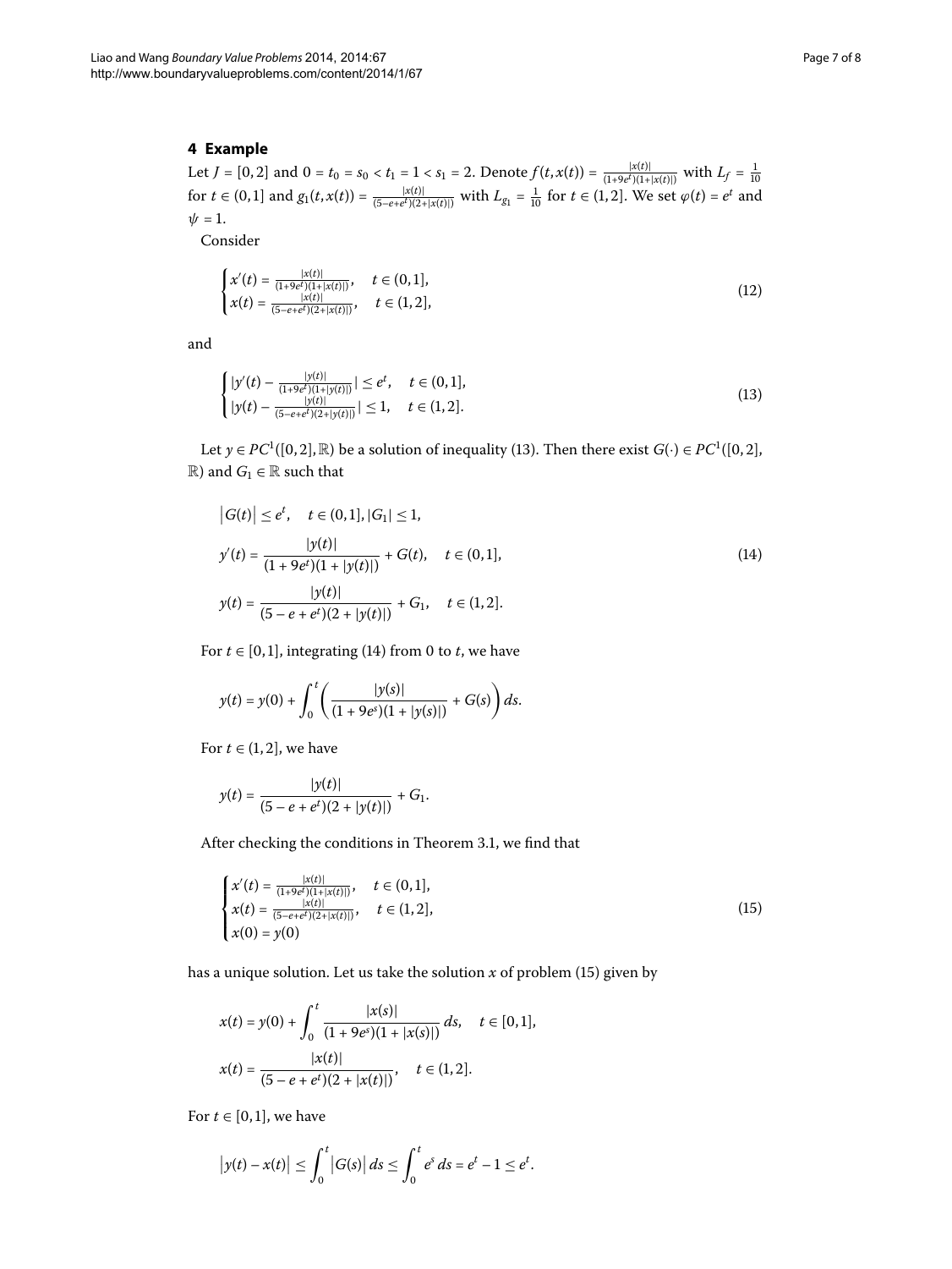## 4 Example

Let $J = [0,2]$ and $0 = t_0 = s_0 < t_1 = 1 < s_1 = 2$. Denote $f(t,x(t)) = \frac{|x(t)|}{(1+9e^t)(1+|x(t)|)}$ with $L_f = \frac{1}{10}$ for $t \in (0,1]$ and $g_1(t,x(t)) = \frac{|x(t)|}{(5-e+e^t)(2+|x(t)|)}$ with $L_{g_1} = \frac{1}{10}$ for $t \in (1,2]$. We set $\varphi(t) = e^t$ and $\psi = 1$.

Consider

$$
\begin{cases}
x'(t) = \frac{|x(t)|}{(1+9e^t)(1+|x(t)|)}, & t \in (0,1], \\
x(t) = \frac{|x(t)|}{(5-e+e^t)(2+|x(t)|)}, & t \in (1,2],
\end{cases}
\tag{12}
$$

and

$$
\begin{cases}
|y'(t) - \frac{|y(t)|}{(1+9e^t)(1+|y(t)|)}| \le e^t, & t \in (0,1], \\
|y(t) - \frac{|y(t)|}{(5-e+e^t)(2+|y(t)|)}| \le 1, & t \in (1,2].
\end{cases}
\tag{13}
$$

Let $y \in PC^1([0,2],\mathbb{R})$ be a solution of inequality (13). Then there exist $G(\cdot) \in PC^1([0,2],\mathbb{R})$ and $G_1 \in \mathbb{R}$ such that

$$
\begin{aligned}
&\left|G(t)\right| \le e^t, \quad t \in (0,1], |G_1| \le 1, \\
&y'(t) = \frac{|y(t)|}{(1+9e^t)(1+|y(t)|)} + G(t), \quad t \in (0,1], \\
&y(t) = \frac{|y(t)|}{(5-e+e^t)(2+|y(t)|)} + G_1, \quad t \in (1,2].
\end{aligned}
\tag{14}
$$

For $t \in [0,1]$, integrating (14) from 0 to $t$, we have

$$
y(t) = y(0) + \int_0^t \left( \frac{|y(s)|}{(1+9e^s)(1+|y(s)|)} + G(s) \right) ds.
$$

For $t \in (1,2]$, we have

$$
y(t) = \frac{|y(t)|}{(5-e+e^t)(2+|y(t)|)} + G_1.
$$

After checking the conditions in Theorem 3.1, we find that

$$
\begin{cases}
x'(t) = \frac{|x(t)|}{(1+9e^t)(1+|x(t)|)}, & t \in (0,1], \\
x(t) = \frac{|x(t)|}{(5-e+e^t)(2+|x(t)|)}, & t \in (1,2], \\
x(0) = y(0)
\end{cases}
\tag{15}
$$

has a unique solution. Let us take the solution $x$ of problem (15) given by

$$
\begin{aligned}
&x(t) = y(0) + \int_0^t \frac{|x(s)|}{(1+9e^s)(1+|x(s)|)}\, ds, \quad t \in [0,1], \\
&x(t) = \frac{|x(t)|}{(5-e+e^t)(2+|x(t)|)}, \quad t \in (1,2].
\end{aligned}
$$

For $t \in [0,1]$, we have

$$
\left|y(t) - x(t)\right| \le \int_0^t \left|G(s)\right| ds \le \int_0^t e^s\, ds = e^t - 1 \le e^t.
$$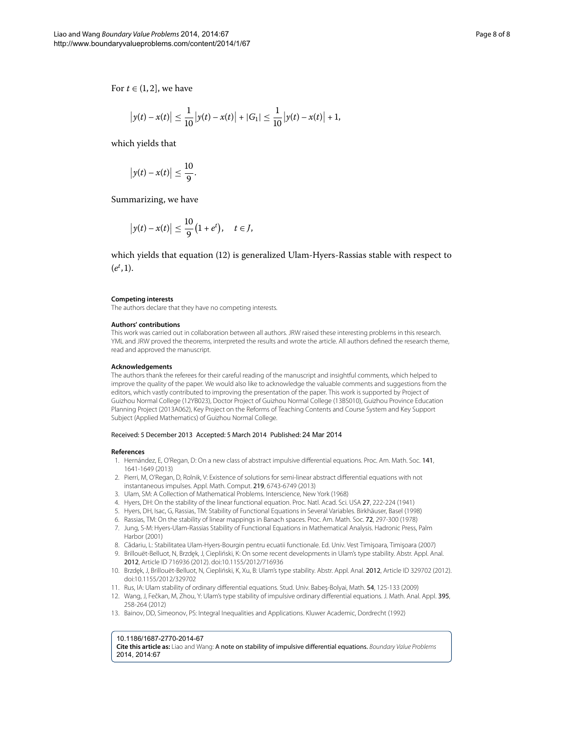For $t \in (1, 2]$, we have

$$\left|y(t) - x(t)\right| \leq \frac{1}{10}\left|y(t) - x(t)\right| + |G_1| \leq \frac{1}{10}\left|y(t) - x(t)\right| + 1,$$

which yields that

$$\left|y(t) - x(t)\right| \leq \frac{10}{9}.$$

Summarizing, we have

$$\left|y(t) - x(t)\right| \leq \frac{10}{9}\left(1 + e^t\right), \quad t \in J,$$

which yields that equation (12) is generalized Ulam-Hyers-Rassias stable with respect to $(e^t, 1)$.

#### Competing interests

The authors declare that they have no competing interests.

#### Authors' contributions

This work was carried out in collaboration between all authors. JRW raised these interesting problems in this research. YML and JRW proved the theorems, interpreted the results and wrote the article. All authors defined the research theme, read and approved the manuscript.

#### Acknowledgements

The authors thank the referees for their careful reading of the manuscript and insightful comments, which helped to improve the quality of the paper. We would also like to acknowledge the valuable comments and suggestions from the editors, which vastly contributed to improving the presentation of the paper. This work is supported by Project of Guizhou Normal College (12YB023), Doctor Project of Guizhou Normal College (13BS010), Guizhou Province Education Planning Project (2013A062), Key Project on the Reforms of Teaching Contents and Course System and Key Support Subject (Applied Mathematics) of Guizhou Normal College.

Received: 5 December 2013 Accepted: 5 March 2014 Published: 24 Mar 2014

#### References

1. Hernández, E, O'Regan, D: On a new class of abstract impulsive differential equations. Proc. Am. Math. Soc. **141**, 1641-1649 (2013)
2. Pierri, M, O'Regan, D, Rolnik, V: Existence of solutions for semi-linear abstract differential equations with not instantaneous impulses. Appl. Math. Comput. **219**, 6743-6749 (2013)
3. Ulam, SM: A Collection of Mathematical Problems. Interscience, New York (1968)
4. Hyers, DH: On the stability of the linear functional equation. Proc. Natl. Acad. Sci. USA **27**, 222-224 (1941)
5. Hyers, DH, Isac, G, Rassias, TM: Stability of Functional Equations in Several Variables. Birkhäuser, Basel (1998)
6. Rassias, TM: On the stability of linear mappings in Banach spaces. Proc. Am. Math. Soc. **72**, 297-300 (1978)
7. Jung, S-M: Hyers-Ulam-Rassias Stability of Functional Equations in Mathematical Analysis. Hadronic Press, Palm Harbor (2001)
8. Cădariu, L: Stabilitatea Ulam-Hyers-Bourgin pentru ecuatii functionale. Ed. Univ. Vest Timişoara, Timişoara (2007)
9. Brillouët-Belluot, N, Brzdęk, J, Ciepliński, K: On some recent developments in Ulam's type stability. Abstr. Appl. Anal. **2012**, Article ID 716936 (2012). doi:10.1155/2012/716936
10. Brzdęk, J, Brillouët-Belluot, N, Ciepliński, K, Xu, B: Ulam's type stability. Abstr. Appl. Anal. **2012**, Article ID 329702 (2012). doi:10.1155/2012/329702
11. Rus, IA: Ulam stability of ordinary differential equations. Stud. Univ. Babeş-Bolyai, Math. **54**, 125-133 (2009)
12. Wang, J, Fečkan, M, Zhou, Y: Ulam's type stability of impulsive ordinary differential equations. J. Math. Anal. Appl. **395**, 258-264 (2012)
13. Bainov, DD, Simeonov, PS: Integral Inequalities and Applications. Kluwer Academic, Dordrecht (1992)

10.1186/1687-2770-2014-67
**Cite this article as:** Liao and Wang: A note on stability of impulsive differential equations. *Boundary Value Problems* 2014, 2014:67